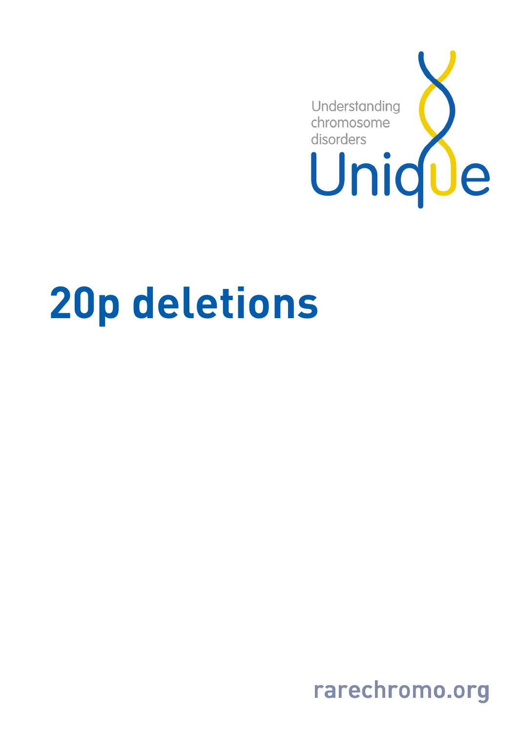Understanding chromosome disorders

Unique

# 20p deletions

rarechromo.org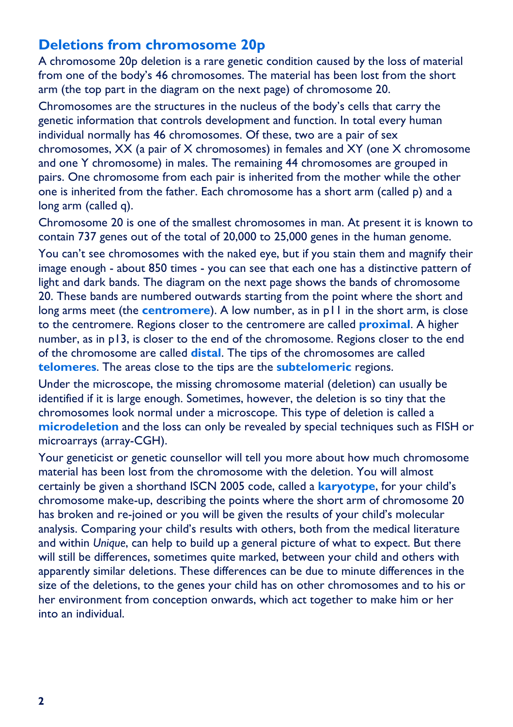## Deletions from chromosome 20p

A chromosome 20p deletion is a rare genetic condition caused by the loss of material from one of the body's 46 chromosomes. The material has been lost from the short arm (the top part in the diagram on the next page) of chromosome 20.

Chromosomes are the structures in the nucleus of the body's cells that carry the genetic information that controls development and function. In total every human individual normally has 46 chromosomes. Of these, two are a pair of sex chromosomes, XX (a pair of X chromosomes) in females and XY (one X chromosome and one Y chromosome) in males. The remaining 44 chromosomes are grouped in pairs. One chromosome from each pair is inherited from the mother while the other one is inherited from the father. Each chromosome has a short arm (called p) and a long arm (called q).

Chromosome 20 is one of the smallest chromosomes in man. At present it is known to contain 737 genes out of the total of 20,000 to 25,000 genes in the human genome.

You can't see chromosomes with the naked eye, but if you stain them and magnify their image enough - about 850 times - you can see that each one has a distinctive pattern of light and dark bands. The diagram on the next page shows the bands of chromosome 20. These bands are numbered outwards starting from the point where the short and long arms meet (the **centromere**). A low number, as in p11 in the short arm, is close to the centromere. Regions closer to the centromere are called **proximal**. A higher number, as in p13, is closer to the end of the chromosome. Regions closer to the end of the chromosome are called **distal**. The tips of the chromosomes are called **telomeres**. The areas close to the tips are the **subtelomeric** regions.

Under the microscope, the missing chromosome material (deletion) can usually be identified if it is large enough. Sometimes, however, the deletion is so tiny that the chromosomes look normal under a microscope. This type of deletion is called a **microdeletion** and the loss can only be revealed by special techniques such as FISH or microarrays (array-CGH).

Your geneticist or genetic counsellor will tell you more about how much chromosome material has been lost from the chromosome with the deletion. You will almost certainly be given a shorthand ISCN 2005 code, called a **karyotype**, for your child's chromosome make-up, describing the points where the short arm of chromosome 20 has broken and re-joined or you will be given the results of your child's molecular analysis. Comparing your child's results with others, both from the medical literature and within *Unique*, can help to build up a general picture of what to expect. But there will still be differences, sometimes quite marked, between your child and others with apparently similar deletions. These differences can be due to minute differences in the size of the deletions, to the genes your child has on other chromosomes and to his or her environment from conception onwards, which act together to make him or her into an individual.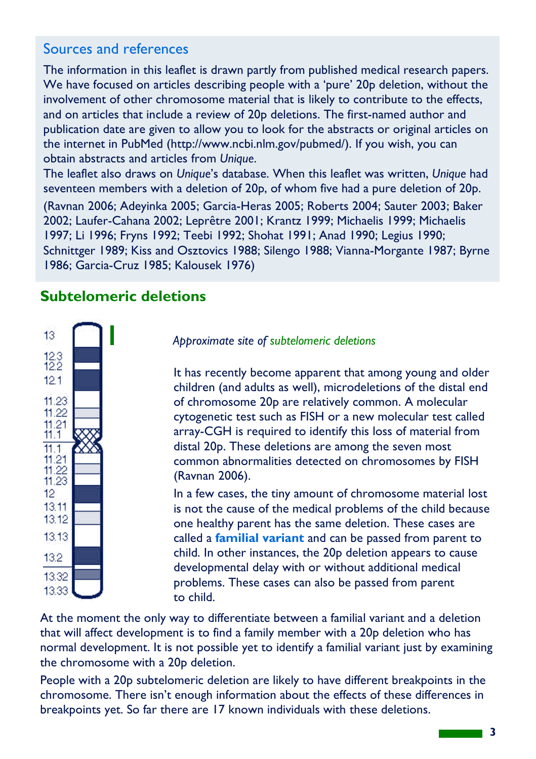## Sources and references

The information in this leaflet is drawn partly from published medical research papers. We have focused on articles describing people with a 'pure' 20p deletion, without the involvement of other chromosome material that is likely to contribute to the effects, and on articles that include a review of 20p deletions. The first-named author and publication date are given to allow you to look for the abstracts or original articles on the internet in PubMed (http://www.ncbi.nlm.gov/pubmed/). If you wish, you can obtain abstracts and articles from *Unique*.

The leaflet also draws on *Unique*'s database. When this leaflet was written, *Unique* had seventeen members with a deletion of 20p, of whom five had a pure deletion of 20p.

(Ravnan 2006; Adeyinka 2005; Garcia-Heras 2005; Roberts 2004; Sauter 2003; Baker 2002; Laufer-Cahana 2002; Leprêtre 2001; Krantz 1999; Michaelis 1999; Michaelis 1997; Li 1996; Fryns 1992; Teebi 1992; Shohat 1991; Anad 1990; Legius 1990; Schnittger 1989; Kiss and Osztovics 1988; Silengo 1988; Vianna-Morgante 1987; Byrne 1986; Garcia-Cruz 1985; Kalousek 1976)

## Subtelomeric deletions

13
12.3
12.2
12.1
11.23
11.22
11.21
11.1
11.1
11.21
11.22
11.23
12
13.11
13.12
13.13
13.2
13.32
13.33

*Approximate site of subtelomeric deletions*

It has recently become apparent that among young and older children (and adults as well), microdeletions of the distal end of chromosome 20p are relatively common. A molecular cytogenetic test such as FISH or a new molecular test called array-CGH is required to identify this loss of material from distal 20p. These deletions are among the seven most common abnormalities detected on chromosomes by FISH (Ravnan 2006).

In a few cases, the tiny amount of chromosome material lost is not the cause of the medical problems of the child because one healthy parent has the same deletion. These cases are called a **familial variant** and can be passed from parent to child. In other instances, the 20p deletion appears to cause developmental delay with or without additional medical problems. These cases can also be passed from parent to child.

At the moment the only way to differentiate between a familial variant and a deletion that will affect development is to find a family member with a 20p deletion who has normal development. It is not possible yet to identify a familial variant just by examining the chromosome with a 20p deletion.

People with a 20p subtelomeric deletion are likely to have different breakpoints in the chromosome. There isn't enough information about the effects of these differences in breakpoints yet. So far there are 17 known individuals with these deletions.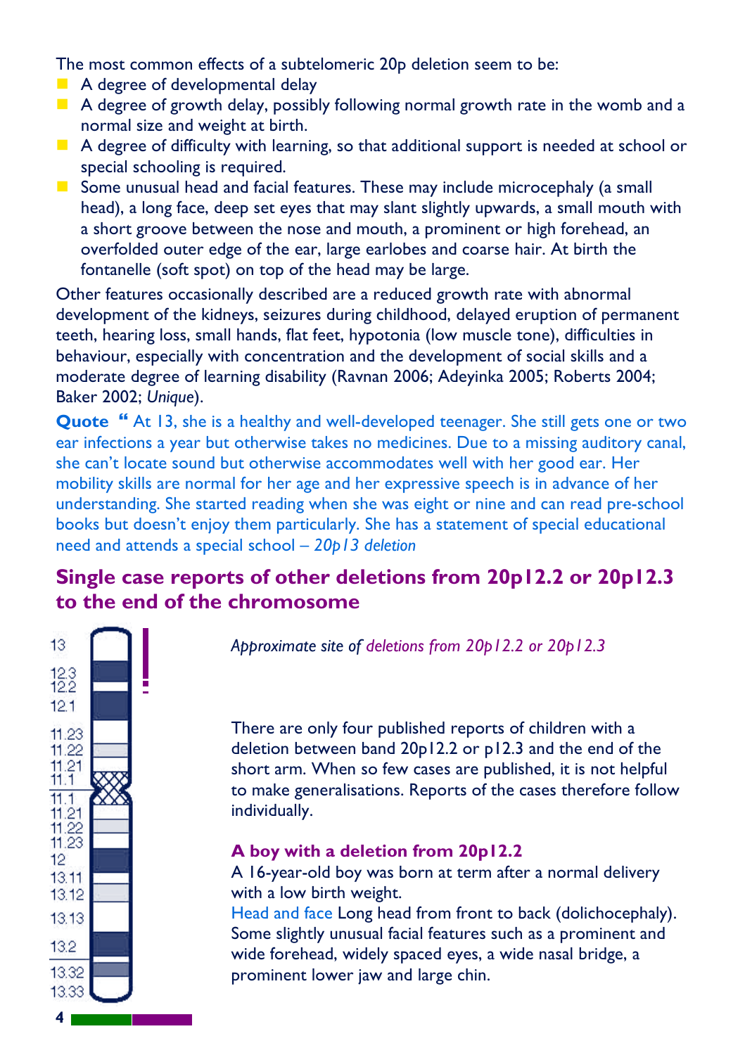The most common effects of a subtelomeric 20p deletion seem to be:

- A degree of developmental delay
- A degree of growth delay, possibly following normal growth rate in the womb and a normal size and weight at birth.
- A degree of difficulty with learning, so that additional support is needed at school or special schooling is required.
- Some unusual head and facial features. These may include microcephaly (a small head), a long face, deep set eyes that may slant slightly upwards, a small mouth with a short groove between the nose and mouth, a prominent or high forehead, an overfolded outer edge of the ear, large earlobes and coarse hair. At birth the fontanelle (soft spot) on top of the head may be large.

Other features occasionally described are a reduced growth rate with abnormal development of the kidneys, seizures during childhood, delayed eruption of permanent teeth, hearing loss, small hands, flat feet, hypotonia (low muscle tone), difficulties in behaviour, especially with concentration and the development of social skills and a moderate degree of learning disability (Ravnan 2006; Adeyinka 2005; Roberts 2004; Baker 2002; *Unique*).

**Quote** " At 13, she is a healthy and well-developed teenager. She still gets one or two ear infections a year but otherwise takes no medicines. Due to a missing auditory canal, she can't locate sound but otherwise accommodates well with her good ear. Her mobility skills are normal for her age and her expressive speech is in advance of her understanding. She started reading when she was eight or nine and can read pre-school books but doesn't enjoy them particularly. She has a statement of special educational need and attends a special school – *20p13 deletion*

## Single case reports of other deletions from 20p12.2 or 20p12.3 to the end of the chromosome

*Approximate site of deletions from 20p12.2 or 20p12.3*

There are only four published reports of children with a deletion between band 20p12.2 or p12.3 and the end of the short arm. When so few cases are published, it is not helpful to make generalisations. Reports of the cases therefore follow individually.

### A boy with a deletion from 20p12.2

A 16-year-old boy was born at term after a normal delivery with a low birth weight.

Head and face Long head from front to back (dolichocephaly). Some slightly unusual facial features such as a prominent and wide forehead, widely spaced eyes, a wide nasal bridge, a prominent lower jaw and large chin.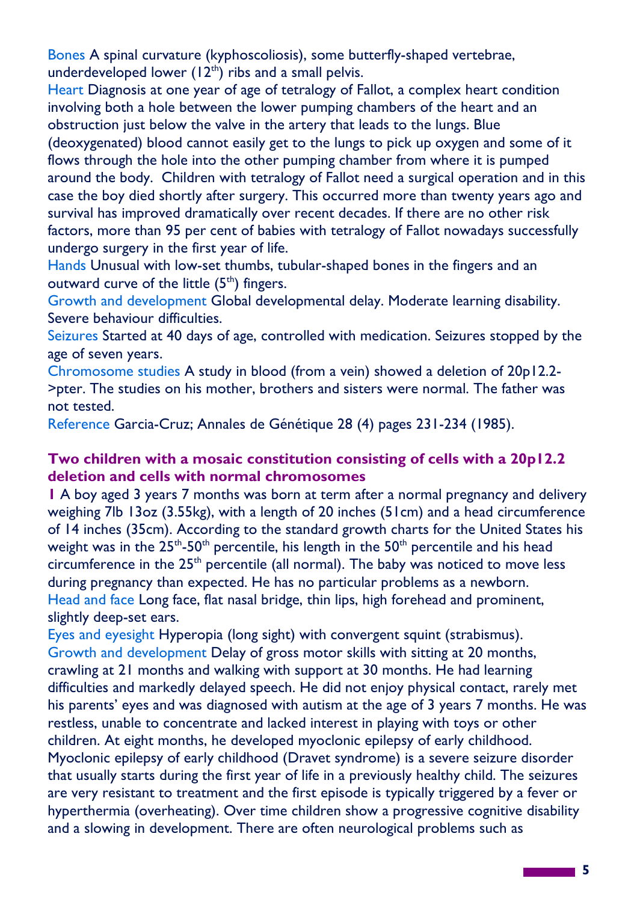Bones A spinal curvature (kyphoscoliosis), some butterfly-shaped vertebrae, underdeveloped lower ($12^{th}$) ribs and a small pelvis.

Heart Diagnosis at one year of age of tetralogy of Fallot, a complex heart condition involving both a hole between the lower pumping chambers of the heart and an obstruction just below the valve in the artery that leads to the lungs. Blue (deoxygenated) blood cannot easily get to the lungs to pick up oxygen and some of it flows through the hole into the other pumping chamber from where it is pumped around the body. Children with tetralogy of Fallot need a surgical operation and in this case the boy died shortly after surgery. This occurred more than twenty years ago and survival has improved dramatically over recent decades. If there are no other risk factors, more than 95 per cent of babies with tetralogy of Fallot nowadays successfully undergo surgery in the first year of life.

Hands Unusual with low-set thumbs, tubular-shaped bones in the fingers and an outward curve of the little ($5^{th}$) fingers.

Growth and development Global developmental delay. Moderate learning disability. Severe behaviour difficulties.

Seizures Started at 40 days of age, controlled with medication. Seizures stopped by the age of seven years.

Chromosome studies A study in blood (from a vein) showed a deletion of 20p12.2->pter. The studies on his mother, brothers and sisters were normal. The father was not tested.

Reference Garcia-Cruz; Annales de Génétique 28 (4) pages 231-234 (1985).

## Two children with a mosaic constitution consisting of cells with a 20p12.2 deletion and cells with normal chromosomes

**1** A boy aged 3 years 7 months was born at term after a normal pregnancy and delivery weighing 7lb 13oz (3.55kg), with a length of 20 inches (51cm) and a head circumference of 14 inches (35cm). According to the standard growth charts for the United States his weight was in the $25^{th}$-$50^{th}$ percentile, his length in the $50^{th}$ percentile and his head circumference in the $25^{th}$ percentile (all normal). The baby was noticed to move less during pregnancy than expected. He has no particular problems as a newborn.

Head and face Long face, flat nasal bridge, thin lips, high forehead and prominent, slightly deep-set ears.

Eyes and eyesight Hyperopia (long sight) with convergent squint (strabismus).

Growth and development Delay of gross motor skills with sitting at 20 months, crawling at 21 months and walking with support at 30 months. He had learning difficulties and markedly delayed speech. He did not enjoy physical contact, rarely met his parents' eyes and was diagnosed with autism at the age of 3 years 7 months. He was restless, unable to concentrate and lacked interest in playing with toys or other children. At eight months, he developed myoclonic epilepsy of early childhood. Myoclonic epilepsy of early childhood (Dravet syndrome) is a severe seizure disorder that usually starts during the first year of life in a previously healthy child. The seizures are very resistant to treatment and the first episode is typically triggered by a fever or hyperthermia (overheating). Over time children show a progressive cognitive disability and a slowing in development. There are often neurological problems such as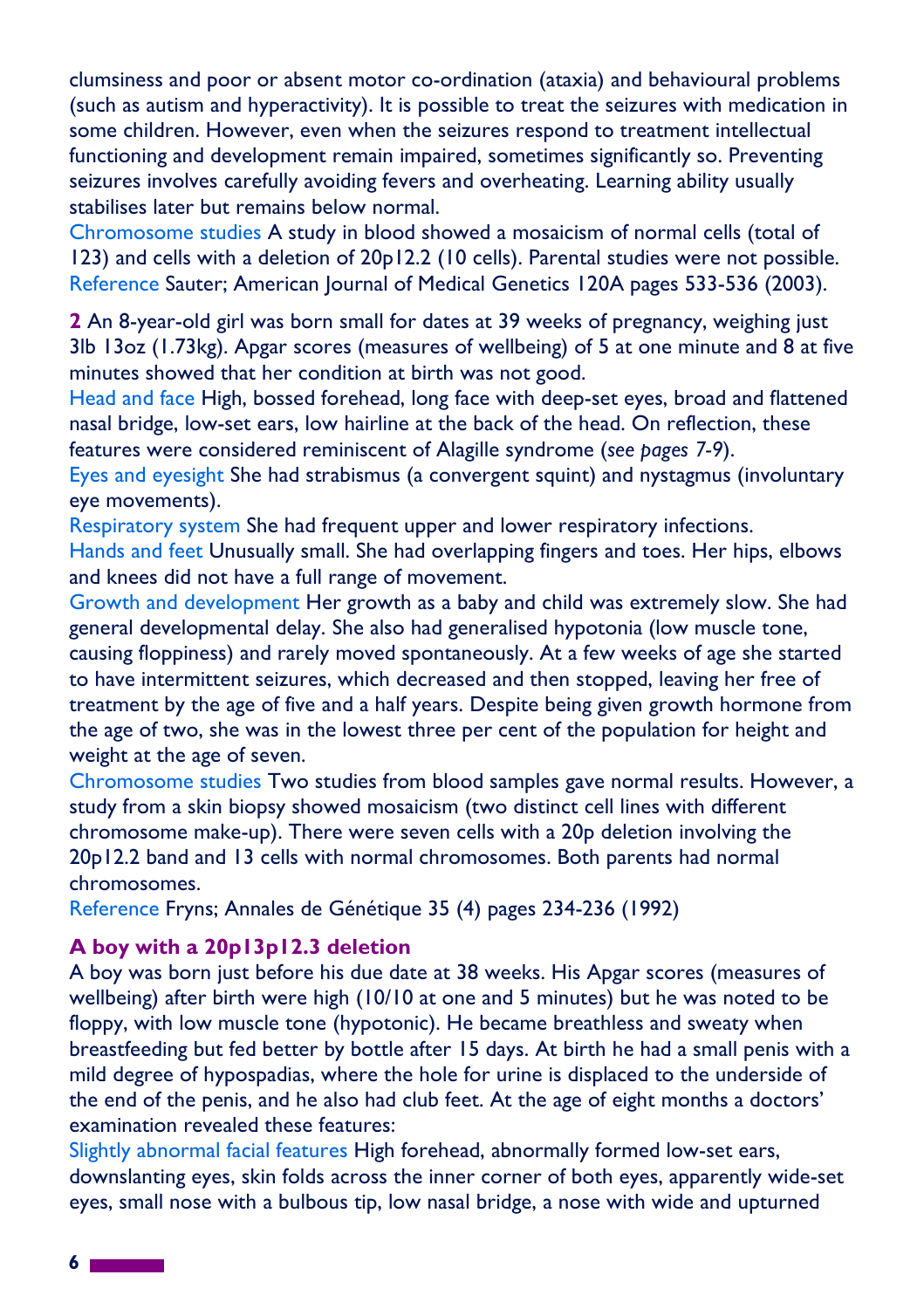clumsiness and poor or absent motor co-ordination (ataxia) and behavioural problems (such as autism and hyperactivity). It is possible to treat the seizures with medication in some children. However, even when the seizures respond to treatment intellectual functioning and development remain impaired, sometimes significantly so. Preventing seizures involves carefully avoiding fevers and overheating. Learning ability usually stabilises later but remains below normal.

Chromosome studies A study in blood showed a mosaicism of normal cells (total of 123) and cells with a deletion of 20p12.2 (10 cells). Parental studies were not possible.

Reference Sauter; American Journal of Medical Genetics 120A pages 533-536 (2003).

**2** An 8-year-old girl was born small for dates at 39 weeks of pregnancy, weighing just 3lb 13oz (1.73kg). Apgar scores (measures of wellbeing) of 5 at one minute and 8 at five minutes showed that her condition at birth was not good.

Head and face High, bossed forehead, long face with deep-set eyes, broad and flattened nasal bridge, low-set ears, low hairline at the back of the head. On reflection, these features were considered reminiscent of Alagille syndrome (*see pages 7-9*).

Eyes and eyesight She had strabismus (a convergent squint) and nystagmus (involuntary eye movements).

Respiratory system She had frequent upper and lower respiratory infections.

Hands and feet Unusually small. She had overlapping fingers and toes. Her hips, elbows and knees did not have a full range of movement.

Growth and development Her growth as a baby and child was extremely slow. She had general developmental delay. She also had generalised hypotonia (low muscle tone, causing floppiness) and rarely moved spontaneously. At a few weeks of age she started to have intermittent seizures, which decreased and then stopped, leaving her free of treatment by the age of five and a half years. Despite being given growth hormone from the age of two, she was in the lowest three per cent of the population for height and weight at the age of seven.

Chromosome studies Two studies from blood samples gave normal results. However, a study from a skin biopsy showed mosaicism (two distinct cell lines with different chromosome make-up). There were seven cells with a 20p deletion involving the 20p12.2 band and 13 cells with normal chromosomes. Both parents had normal chromosomes.

Reference Fryns; Annales de Génétique 35 (4) pages 234-236 (1992)

### A boy with a 20p13p12.3 deletion

A boy was born just before his due date at 38 weeks. His Apgar scores (measures of wellbeing) after birth were high (10/10 at one and 5 minutes) but he was noted to be floppy, with low muscle tone (hypotonic). He became breathless and sweaty when breastfeeding but fed better by bottle after 15 days. At birth he had a small penis with a mild degree of hypospadias, where the hole for urine is displaced to the underside of the end of the penis, and he also had club feet. At the age of eight months a doctors' examination revealed these features:

Slightly abnormal facial features High forehead, abnormally formed low-set ears, downslanting eyes, skin folds across the inner corner of both eyes, apparently wide-set eyes, small nose with a bulbous tip, low nasal bridge, a nose with wide and upturned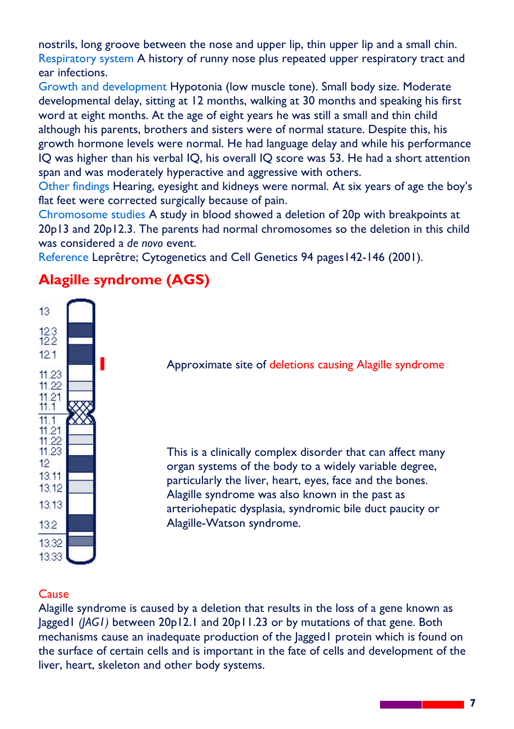nostrils, long groove between the nose and upper lip, thin upper lip and a small chin.
Respiratory system A history of runny nose plus repeated upper respiratory tract and ear infections.
Growth and development Hypotonia (low muscle tone). Small body size. Moderate developmental delay, sitting at 12 months, walking at 30 months and speaking his first word at eight months. At the age of eight years he was still a small and thin child although his parents, brothers and sisters were of normal stature. Despite this, his growth hormone levels were normal. He had language delay and while his performance IQ was higher than his verbal IQ, his overall IQ score was 53. He had a short attention span and was moderately hyperactive and aggressive with others.
Other findings Hearing, eyesight and kidneys were normal. At six years of age the boy's flat feet were corrected surgically because of pain.
Chromosome studies A study in blood showed a deletion of 20p with breakpoints at 20p13 and 20p12.3. The parents had normal chromosomes so the deletion in this child was considered a *de novo* event.
Reference Leprêtre; Cytogenetics and Cell Genetics 94 pages142-146 (2001).

## Alagille syndrome (AGS)

13
12.3
12.2
12.1
11.23
11.22
11.21
11.1
11.1
11.21
11.22
11.23
12
13.11
13.12
13.13
13.2
13.32
13.33

Approximate site of deletions causing Alagille syndrome

This is a clinically complex disorder that can affect many organ systems of the body to a widely variable degree, particularly the liver, heart, eyes, face and the bones. Alagille syndrome was also known in the past as arteriohepatic dysplasia, syndromic bile duct paucity or Alagille-Watson syndrome.

### Cause

Alagille syndrome is caused by a deletion that results in the loss of a gene known as Jagged1 (*JAG1*) between 20p12.1 and 20p11.23 or by mutations of that gene. Both mechanisms cause an inadequate production of the Jagged1 protein which is found on the surface of certain cells and is important in the fate of cells and development of the liver, heart, skeleton and other body systems.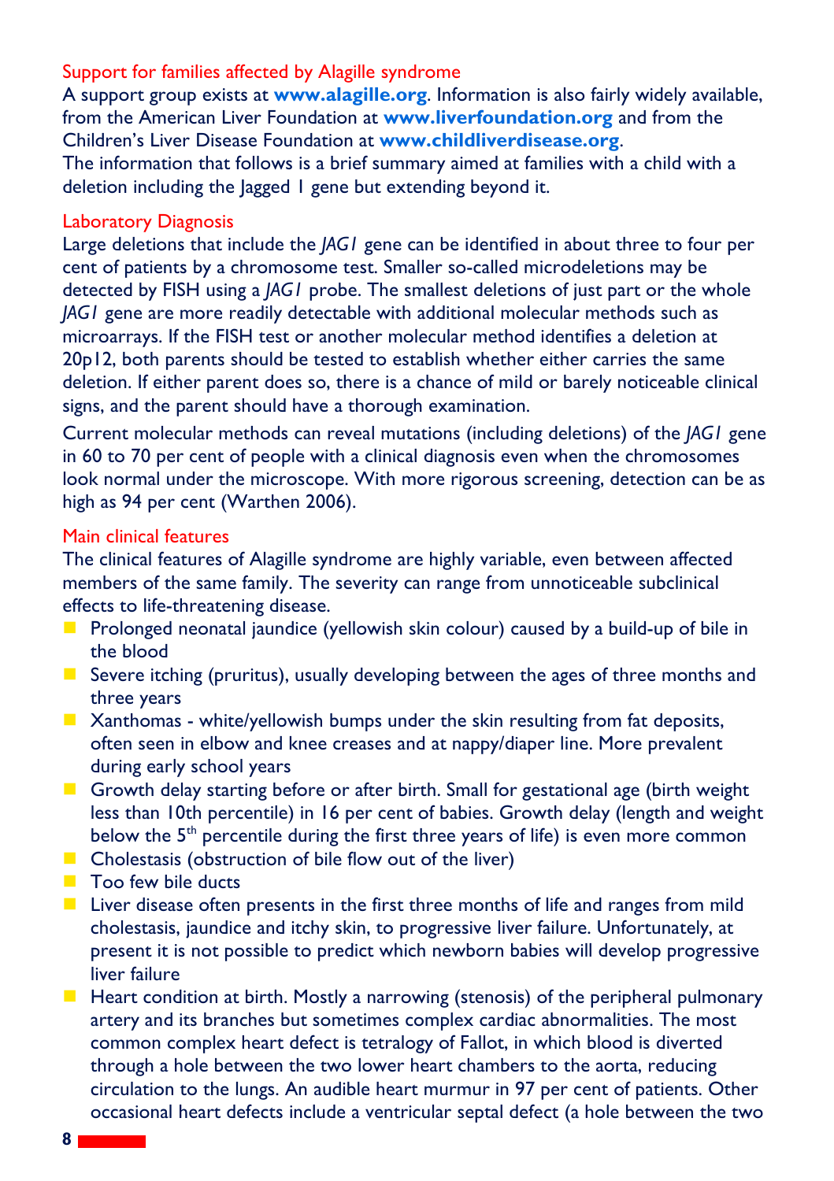## Support for families affected by Alagille syndrome

A support group exists at **www.alagille.org**. Information is also fairly widely available, from the American Liver Foundation at **www.liverfoundation.org** and from the Children's Liver Disease Foundation at **www.childliverdisease.org**.

The information that follows is a brief summary aimed at families with a child with a deletion including the Jagged 1 gene but extending beyond it.

## Laboratory Diagnosis

Large deletions that include the *JAG1* gene can be identified in about three to four per cent of patients by a chromosome test. Smaller so-called microdeletions may be detected by FISH using a *JAG1* probe. The smallest deletions of just part or the whole *JAG1* gene are more readily detectable with additional molecular methods such as microarrays. If the FISH test or another molecular method identifies a deletion at 20p12, both parents should be tested to establish whether either carries the same deletion. If either parent does so, there is a chance of mild or barely noticeable clinical signs, and the parent should have a thorough examination.

Current molecular methods can reveal mutations (including deletions) of the *JAG1* gene in 60 to 70 per cent of people with a clinical diagnosis even when the chromosomes look normal under the microscope. With more rigorous screening, detection can be as high as 94 per cent (Warthen 2006).

## Main clinical features

The clinical features of Alagille syndrome are highly variable, even between affected members of the same family. The severity can range from unnoticeable subclinical effects to life-threatening disease.

- Prolonged neonatal jaundice (yellowish skin colour) caused by a build-up of bile in the blood
- Severe itching (pruritus), usually developing between the ages of three months and three years
- Xanthomas - white/yellowish bumps under the skin resulting from fat deposits, often seen in elbow and knee creases and at nappy/diaper line. More prevalent during early school years
- Growth delay starting before or after birth. Small for gestational age (birth weight less than 10th percentile) in 16 per cent of babies. Growth delay (length and weight below the 5th percentile during the first three years of life) is even more common
- Cholestasis (obstruction of bile flow out of the liver)
- Too few bile ducts
- Liver disease often presents in the first three months of life and ranges from mild cholestasis, jaundice and itchy skin, to progressive liver failure. Unfortunately, at present it is not possible to predict which newborn babies will develop progressive liver failure
- Heart condition at birth. Mostly a narrowing (stenosis) of the peripheral pulmonary artery and its branches but sometimes complex cardiac abnormalities. The most common complex heart defect is tetralogy of Fallot, in which blood is diverted through a hole between the two lower heart chambers to the aorta, reducing circulation to the lungs. An audible heart murmur in 97 per cent of patients. Other occasional heart defects include a ventricular septal defect (a hole between the two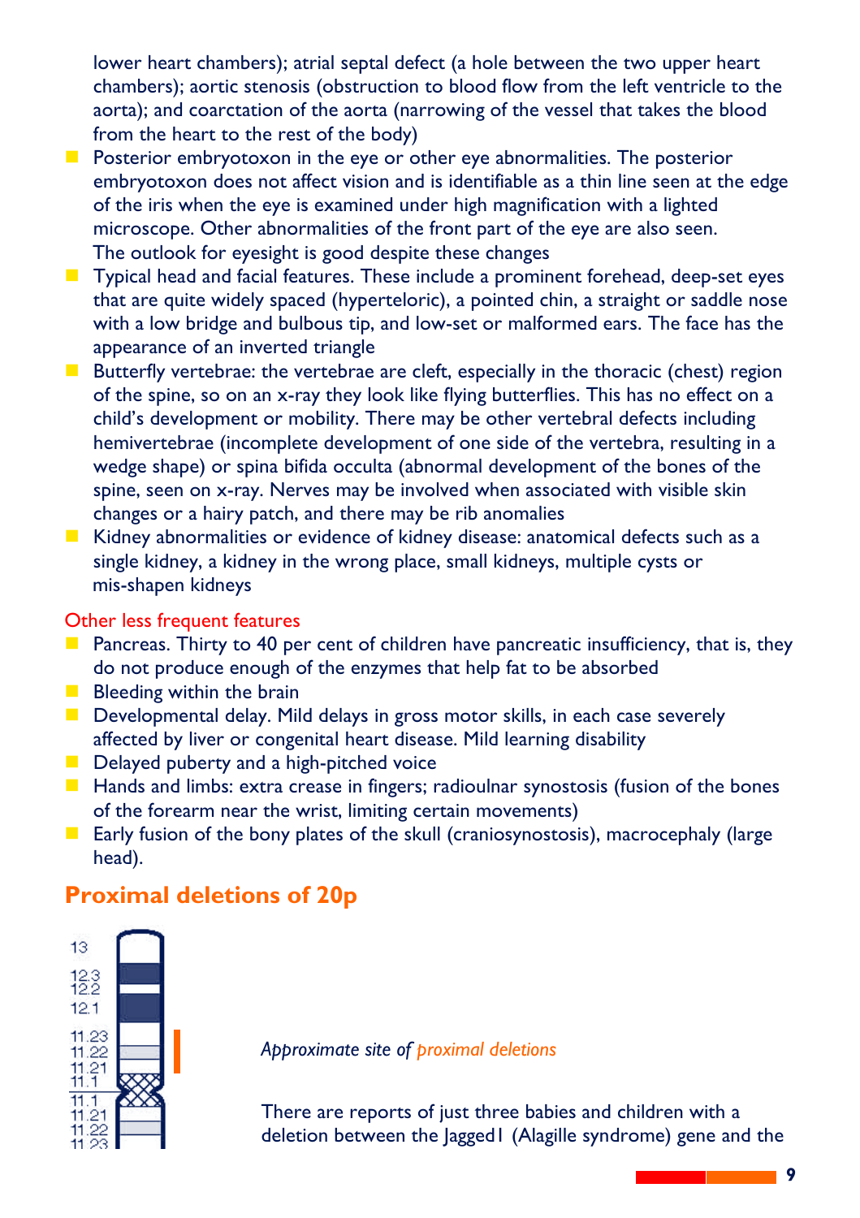lower heart chambers); atrial septal defect (a hole between the two upper heart chambers); aortic stenosis (obstruction to blood flow from the left ventricle to the aorta); and coarctation of the aorta (narrowing of the vessel that takes the blood from the heart to the rest of the body)

- Posterior embryotoxon in the eye or other eye abnormalities. The posterior embryotoxon does not affect vision and is identifiable as a thin line seen at the edge of the iris when the eye is examined under high magnification with a lighted microscope. Other abnormalities of the front part of the eye are also seen. The outlook for eyesight is good despite these changes
- Typical head and facial features. These include a prominent forehead, deep-set eyes that are quite widely spaced (hyperteloric), a pointed chin, a straight or saddle nose with a low bridge and bulbous tip, and low-set or malformed ears. The face has the appearance of an inverted triangle
- Butterfly vertebrae: the vertebrae are cleft, especially in the thoracic (chest) region of the spine, so on an x-ray they look like flying butterflies. This has no effect on a child's development or mobility. There may be other vertebral defects including hemivertebrae (incomplete development of one side of the vertebra, resulting in a wedge shape) or spina bifida occulta (abnormal development of the bones of the spine, seen on x-ray. Nerves may be involved when associated with visible skin changes or a hairy patch, and there may be rib anomalies
- Kidney abnormalities or evidence of kidney disease: anatomical defects such as a single kidney, a kidney in the wrong place, small kidneys, multiple cysts or mis-shapen kidneys

Other less frequent features

- Pancreas. Thirty to 40 per cent of children have pancreatic insufficiency, that is, they do not produce enough of the enzymes that help fat to be absorbed
- Bleeding within the brain
- Developmental delay. Mild delays in gross motor skills, in each case severely affected by liver or congenital heart disease. Mild learning disability
- Delayed puberty and a high-pitched voice
- Hands and limbs: extra crease in fingers; radioulnar synostosis (fusion of the bones of the forearm near the wrist, limiting certain movements)
- Early fusion of the bony plates of the skull (craniosynostosis), macrocephaly (large head).

## Proximal deletions of 20p

13
12.3
12.2
12.1
11.23
11.22
11.21
11.1
11.1
11.21
11.22
11.23

*Approximate site of proximal deletions*

There are reports of just three babies and children with a deletion between the Jagged1 (Alagille syndrome) gene and the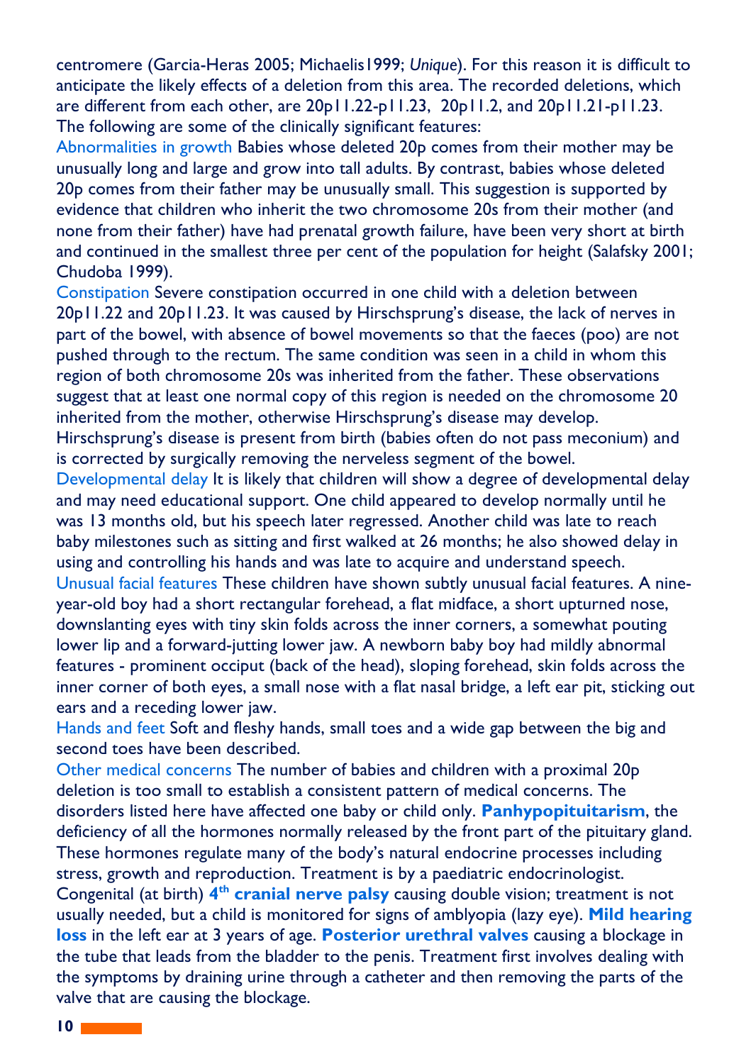centromere (Garcia-Heras 2005; Michaelis1999; *Unique*). For this reason it is difficult to anticipate the likely effects of a deletion from this area. The recorded deletions, which are different from each other, are 20p11.22-p11.23, 20p11.2, and 20p11.21-p11.23. The following are some of the clinically significant features:

**Abnormalities in growth** Babies whose deleted 20p comes from their mother may be unusually long and large and grow into tall adults. By contrast, babies whose deleted 20p comes from their father may be unusually small. This suggestion is supported by evidence that children who inherit the two chromosome 20s from their mother (and none from their father) have had prenatal growth failure, have been very short at birth and continued in the smallest three per cent of the population for height (Salafsky 2001; Chudoba 1999).

**Constipation** Severe constipation occurred in one child with a deletion between 20p11.22 and 20p11.23. It was caused by Hirschsprung's disease, the lack of nerves in part of the bowel, with absence of bowel movements so that the faeces (poo) are not pushed through to the rectum. The same condition was seen in a child in whom this region of both chromosome 20s was inherited from the father. These observations suggest that at least one normal copy of this region is needed on the chromosome 20 inherited from the mother, otherwise Hirschsprung's disease may develop. Hirschsprung's disease is present from birth (babies often do not pass meconium) and is corrected by surgically removing the nerveless segment of the bowel.

**Developmental delay** It is likely that children will show a degree of developmental delay and may need educational support. One child appeared to develop normally until he was 13 months old, but his speech later regressed. Another child was late to reach baby milestones such as sitting and first walked at 26 months; he also showed delay in using and controlling his hands and was late to acquire and understand speech.

**Unusual facial features** These children have shown subtly unusual facial features. A nine-year-old boy had a short rectangular forehead, a flat midface, a short upturned nose, downslanting eyes with tiny skin folds across the inner corners, a somewhat pouting lower lip and a forward-jutting lower jaw. A newborn baby boy had mildly abnormal features - prominent occiput (back of the head), sloping forehead, skin folds across the inner corner of both eyes, a small nose with a flat nasal bridge, a left ear pit, sticking out ears and a receding lower jaw.

**Hands and feet** Soft and fleshy hands, small toes and a wide gap between the big and second toes have been described.

**Other medical concerns** The number of babies and children with a proximal 20p deletion is too small to establish a consistent pattern of medical concerns. The disorders listed here have affected one baby or child only. **Panhypopituitarism**, the deficiency of all the hormones normally released by the front part of the pituitary gland. These hormones regulate many of the body's natural endocrine processes including stress, growth and reproduction. Treatment is by a paediatric endocrinologist. Congenital (at birth) **4th cranial nerve palsy** causing double vision; treatment is not usually needed, but a child is monitored for signs of amblyopia (lazy eye). **Mild hearing loss** in the left ear at 3 years of age. **Posterior urethral valves** causing a blockage in the tube that leads from the bladder to the penis. Treatment first involves dealing with the symptoms by draining urine through a catheter and then removing the parts of the valve that are causing the blockage.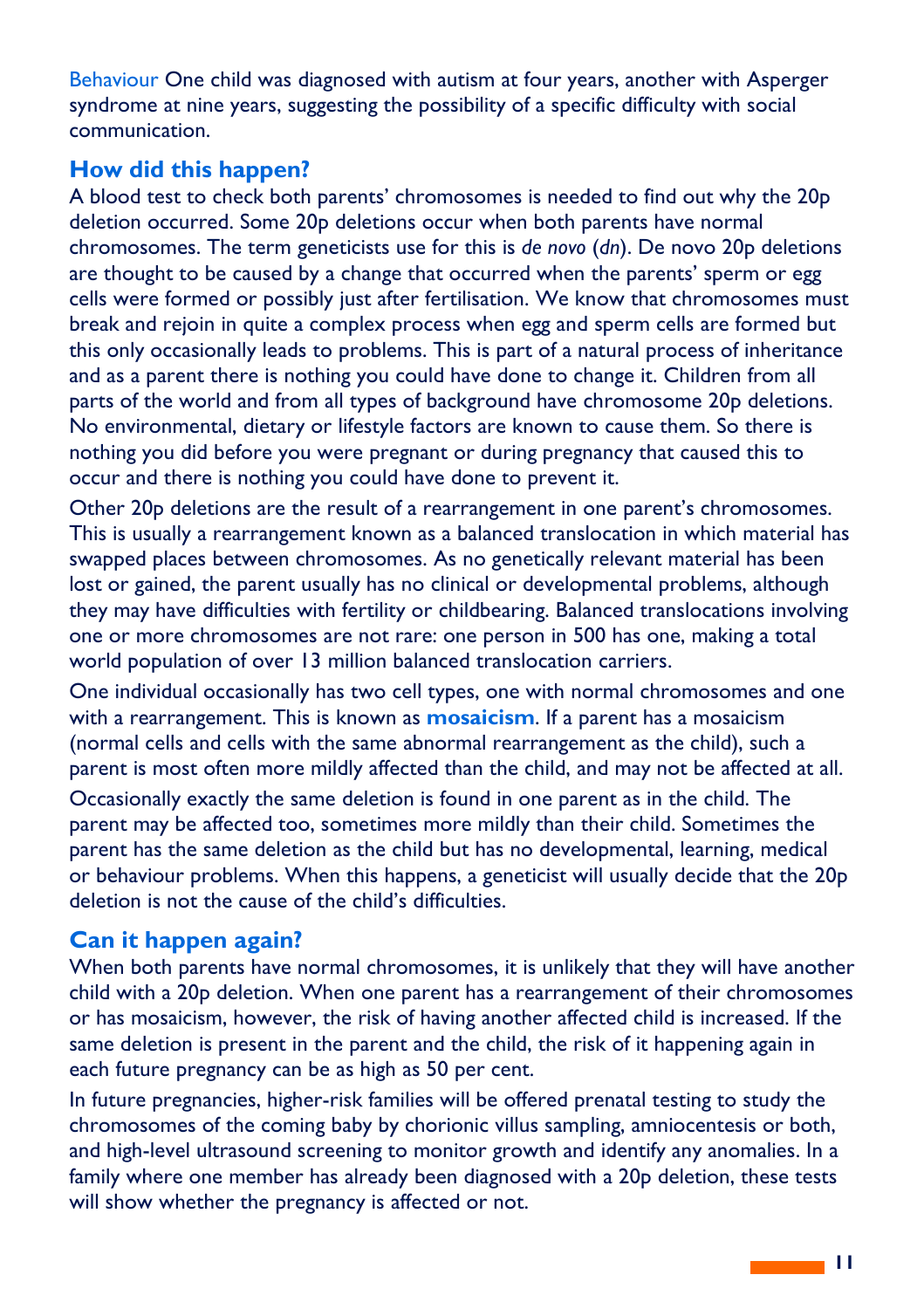Behaviour One child was diagnosed with autism at four years, another with Asperger syndrome at nine years, suggesting the possibility of a specific difficulty with social communication.

## How did this happen?

A blood test to check both parents' chromosomes is needed to find out why the 20p deletion occurred. Some 20p deletions occur when both parents have normal chromosomes. The term geneticists use for this is *de novo* (*dn*). De novo 20p deletions are thought to be caused by a change that occurred when the parents' sperm or egg cells were formed or possibly just after fertilisation. We know that chromosomes must break and rejoin in quite a complex process when egg and sperm cells are formed but this only occasionally leads to problems. This is part of a natural process of inheritance and as a parent there is nothing you could have done to change it. Children from all parts of the world and from all types of background have chromosome 20p deletions. No environmental, dietary or lifestyle factors are known to cause them. So there is nothing you did before you were pregnant or during pregnancy that caused this to occur and there is nothing you could have done to prevent it.

Other 20p deletions are the result of a rearrangement in one parent's chromosomes. This is usually a rearrangement known as a balanced translocation in which material has swapped places between chromosomes. As no genetically relevant material has been lost or gained, the parent usually has no clinical or developmental problems, although they may have difficulties with fertility or childbearing. Balanced translocations involving one or more chromosomes are not rare: one person in 500 has one, making a total world population of over 13 million balanced translocation carriers.

One individual occasionally has two cell types, one with normal chromosomes and one with a rearrangement. This is known as **mosaicism**. If a parent has a mosaicism (normal cells and cells with the same abnormal rearrangement as the child), such a parent is most often more mildly affected than the child, and may not be affected at all.

Occasionally exactly the same deletion is found in one parent as in the child. The parent may be affected too, sometimes more mildly than their child. Sometimes the parent has the same deletion as the child but has no developmental, learning, medical or behaviour problems. When this happens, a geneticist will usually decide that the 20p deletion is not the cause of the child's difficulties.

## Can it happen again?

When both parents have normal chromosomes, it is unlikely that they will have another child with a 20p deletion. When one parent has a rearrangement of their chromosomes or has mosaicism, however, the risk of having another affected child is increased. If the same deletion is present in the parent and the child, the risk of it happening again in each future pregnancy can be as high as 50 per cent.

In future pregnancies, higher-risk families will be offered prenatal testing to study the chromosomes of the coming baby by chorionic villus sampling, amniocentesis or both, and high-level ultrasound screening to monitor growth and identify any anomalies. In a family where one member has already been diagnosed with a 20p deletion, these tests will show whether the pregnancy is affected or not.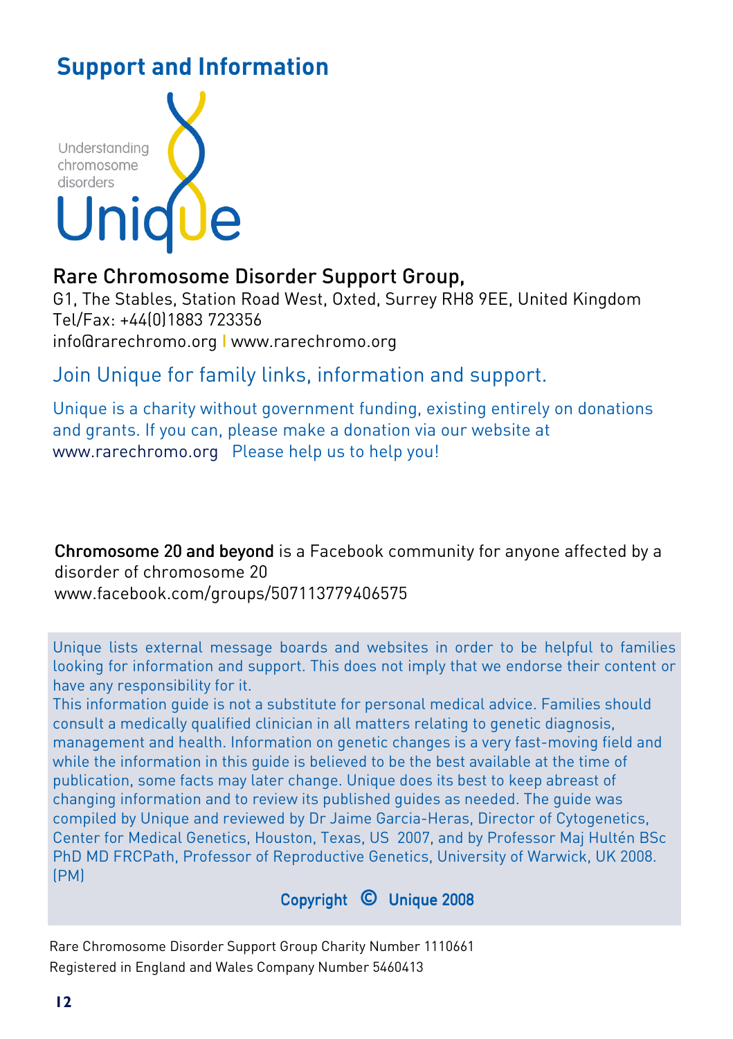## Support and Information

Understanding chromosome disorders

Unique

**Rare Chromosome Disorder Support Group,**
G1, The Stables, Station Road West, Oxted, Surrey RH8 9EE, United Kingdom
Tel/Fax: +44(0)1883 723356
info@rarechromo.org | www.rarechromo.org

Join Unique for family links, information and support.

Unique is a charity without government funding, existing entirely on donations and grants. If you can, please make a donation via our website at www.rarechromo.org Please help us to help you!

**Chromosome 20 and beyond** is a Facebook community for anyone affected by a disorder of chromosome 20
www.facebook.com/groups/507113779406575

Unique lists external message boards and websites in order to be helpful to families looking for information and support. This does not imply that we endorse their content or have any responsibility for it.
This information guide is not a substitute for personal medical advice. Families should consult a medically qualified clinician in all matters relating to genetic diagnosis, management and health. Information on genetic changes is a very fast-moving field and while the information in this guide is believed to be the best available at the time of publication, some facts may later change. Unique does its best to keep abreast of changing information and to review its published guides as needed. The guide was compiled by Unique and reviewed by Dr Jaime Garcia-Heras, Director of Cytogenetics, Center for Medical Genetics, Houston, Texas, US 2007, and by Professor Maj Hultén BSc PhD MD FRCPath, Professor of Reproductive Genetics, University of Warwick, UK 2008. (PM)

Copyright © Unique 2008

Rare Chromosome Disorder Support Group Charity Number 1110661
Registered in England and Wales Company Number 5460413